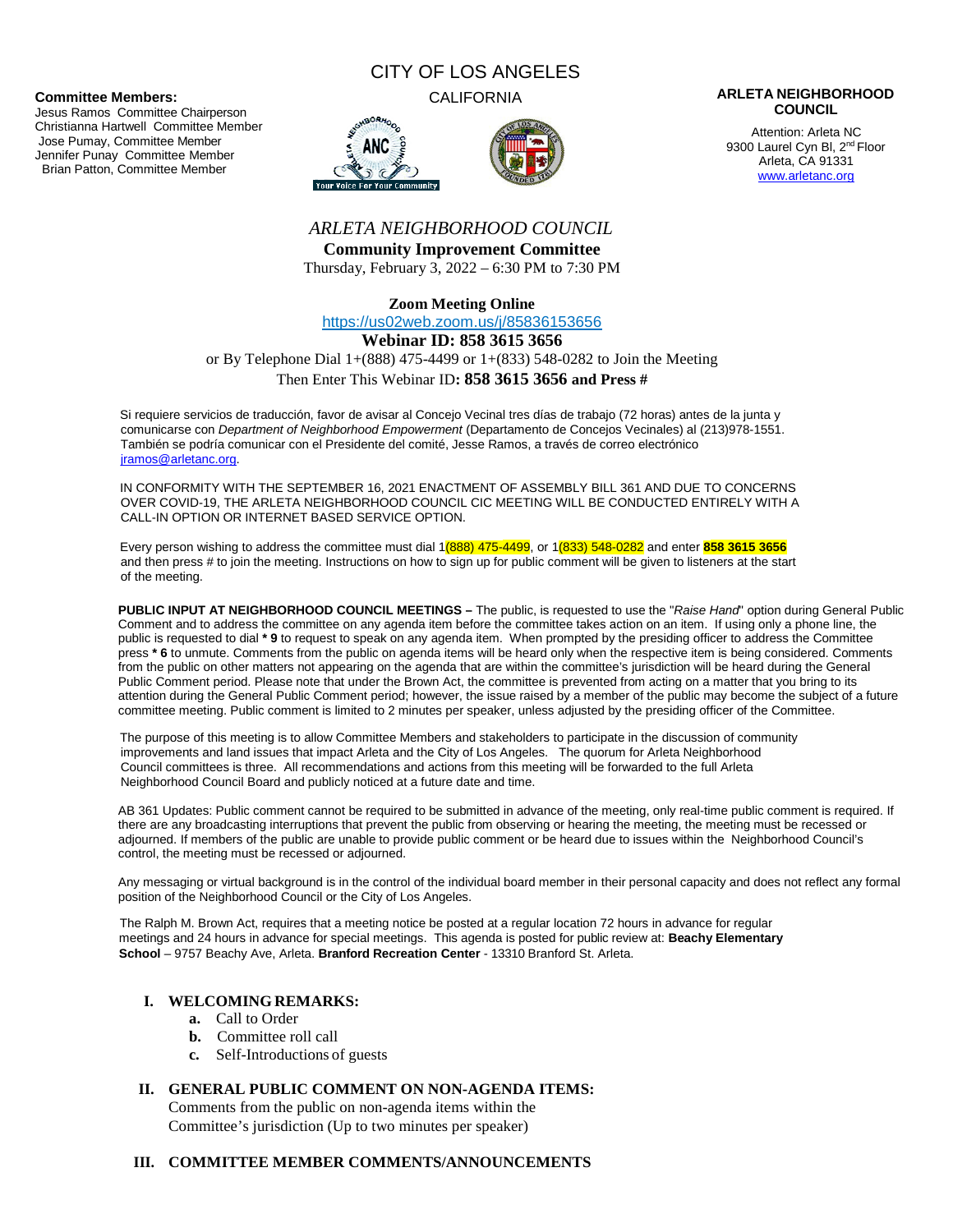CITY OF LOS ANGELES

CALIFORNIA

**Committee Members:**
Jesus Ramos Committee Chairperson
Christianna Hartwell Committee Member
Jose Pumay, Committee Member
Jennifer Punay Committee Member
Brian Patton, Committee Member

**ARLETA NEIGHBORHOOD COUNCIL**

Attention: Arleta NC
9300 Laurel Cyn Bl, 2nd Floor
Arleta, CA 91331
www.arletanc.org

*ARLETA NEIGHBORHOOD COUNCIL*

**Community Improvement Committee**

Thursday, February 3, 2022 – 6:30 PM to 7:30 PM

**Zoom Meeting Online**

https://us02web.zoom.us/j/85836153656

**Webinar ID: 858 3615 3656**

or By Telephone Dial 1+(888) 475-4499 or 1+(833) 548-0282 to Join the Meeting

Then Enter This Webinar ID**: 858 3615 3656 and Press #**

Si requiere servicios de traducción, favor de avisar al Concejo Vecinal tres días de trabajo (72 horas) antes de la junta y comunicarse con *Department of Neighborhood Empowerment* (Departamento de Concejos Vecinales) al (213)978-1551. También se podría comunicar con el Presidente del comité, Jesse Ramos, a través de correo electrónico jramos@arletanc.org.

IN CONFORMITY WITH THE SEPTEMBER 16, 2021 ENACTMENT OF ASSEMBLY BILL 361 AND DUE TO CONCERNS OVER COVID-19, THE ARLETA NEIGHBORHOOD COUNCIL CIC MEETING WILL BE CONDUCTED ENTIRELY WITH A CALL-IN OPTION OR INTERNET BASED SERVICE OPTION.

Every person wishing to address the committee must dial 1(888) 475-4499, or 1(833) 548-0282 and enter **858 3615 3656** and then press # to join the meeting. Instructions on how to sign up for public comment will be given to listeners at the start of the meeting.

**PUBLIC INPUT AT NEIGHBORHOOD COUNCIL MEETINGS –** The public, is requested to use the "*Raise Hand*" option during General Public Comment and to address the committee on any agenda item before the committee takes action on an item. If using only a phone line, the public is requested to dial **\* 9** to request to speak on any agenda item. When prompted by the presiding officer to address the Committee press **\* 6** to unmute. Comments from the public on agenda items will be heard only when the respective item is being considered. Comments from the public on other matters not appearing on the agenda that are within the committee's jurisdiction will be heard during the General Public Comment period. Please note that under the Brown Act, the committee is prevented from acting on a matter that you bring to its attention during the General Public Comment period; however, the issue raised by a member of the public may become the subject of a future committee meeting. Public comment is limited to 2 minutes per speaker, unless adjusted by the presiding officer of the Committee.

The purpose of this meeting is to allow Committee Members and stakeholders to participate in the discussion of community improvements and land issues that impact Arleta and the City of Los Angeles. The quorum for Arleta Neighborhood Council committees is three. All recommendations and actions from this meeting will be forwarded to the full Arleta Neighborhood Council Board and publicly noticed at a future date and time.

AB 361 Updates: Public comment cannot be required to be submitted in advance of the meeting, only real-time public comment is required. If there are any broadcasting interruptions that prevent the public from observing or hearing the meeting, the meeting must be recessed or adjourned. If members of the public are unable to provide public comment or be heard due to issues within the Neighborhood Council's control, the meeting must be recessed or adjourned.

Any messaging or virtual background is in the control of the individual board member in their personal capacity and does not reflect any formal position of the Neighborhood Council or the City of Los Angeles.

The Ralph M. Brown Act, requires that a meeting notice be posted at a regular location 72 hours in advance for regular meetings and 24 hours in advance for special meetings. This agenda is posted for public review at: **Beachy Elementary School** – 9757 Beachy Ave, Arleta. **Branford Recreation Center** - 13310 Branford St. Arleta.

## I. WELCOMING REMARKS:

- **a.** Call to Order
- **b.** Committee roll call
- **c.** Self-Introductions of guests

## II. GENERAL PUBLIC COMMENT ON NON-AGENDA ITEMS:

Comments from the public on non-agenda items within the Committee's jurisdiction (Up to two minutes per speaker)

## III. COMMITTEE MEMBER COMMENTS/ANNOUNCEMENTS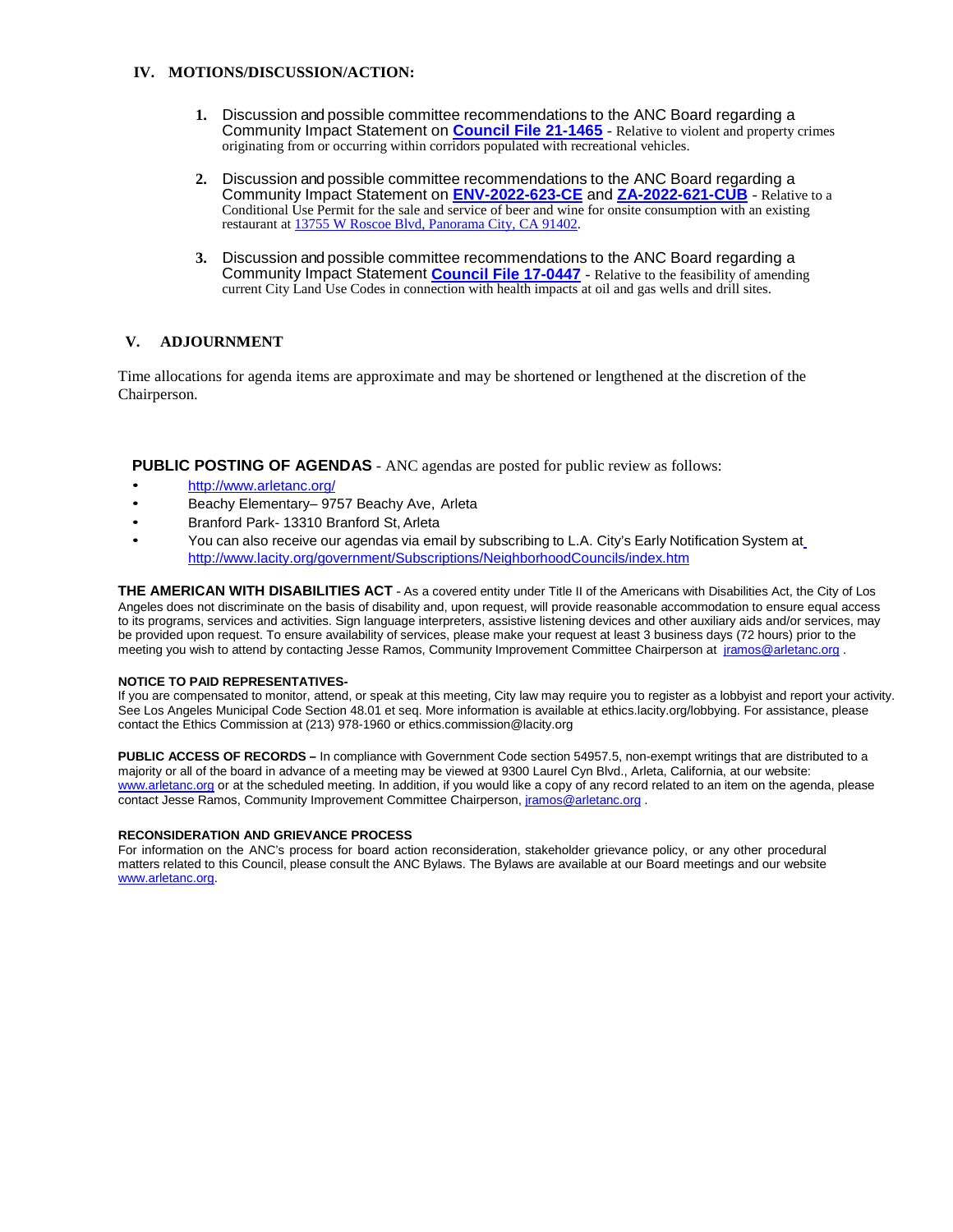## IV. MOTIONS/DISCUSSION/ACTION:

1. Discussion and possible committee recommendations to the ANC Board regarding a Community Impact Statement on **Council File 21-1465** - Relative to violent and property crimes originating from or occurring within corridors populated with recreational vehicles.

2. Discussion and possible committee recommendations to the ANC Board regarding a Community Impact Statement on **ENV-2022-623-CE** and **ZA-2022-621-CUB** - Relative to a Conditional Use Permit for the sale and service of beer and wine for onsite consumption with an existing restaurant at 13755 W Roscoe Blvd, Panorama City, CA 91402.

3. Discussion and possible committee recommendations to the ANC Board regarding a Community Impact Statement **Council File 17-0447** - Relative to the feasibility of amending current City Land Use Codes in connection with health impacts at oil and gas wells and drill sites.

## V. ADJOURNMENT

Time allocations for agenda items are approximate and may be shortened or lengthened at the discretion of the Chairperson.

**PUBLIC POSTING OF AGENDAS** - ANC agendas are posted for public review as follows:

- http://www.arletanc.org/
- Beachy Elementary– 9757 Beachy Ave, Arleta
- Branford Park- 13310 Branford St, Arleta
- You can also receive our agendas via email by subscribing to L.A. City's Early Notification System at http://www.lacity.org/government/Subscriptions/NeighborhoodCouncils/index.htm

**THE AMERICAN WITH DISABILITIES ACT** - As a covered entity under Title II of the Americans with Disabilities Act, the City of Los Angeles does not discriminate on the basis of disability and, upon request, will provide reasonable accommodation to ensure equal access to its programs, services and activities. Sign language interpreters, assistive listening devices and other auxiliary aids and/or services, may be provided upon request. To ensure availability of services, please make your request at least 3 business days (72 hours) prior to the meeting you wish to attend by contacting Jesse Ramos, Community Improvement Committee Chairperson at jramos@arletanc.org .

**NOTICE TO PAID REPRESENTATIVES-**
If you are compensated to monitor, attend, or speak at this meeting, City law may require you to register as a lobbyist and report your activity. See Los Angeles Municipal Code Section 48.01 et seq. More information is available at ethics.lacity.org/lobbying. For assistance, please contact the Ethics Commission at (213) 978-1960 or ethics.commission@lacity.org

**PUBLIC ACCESS OF RECORDS –** In compliance with Government Code section 54957.5, non-exempt writings that are distributed to a majority or all of the board in advance of a meeting may be viewed at 9300 Laurel Cyn Blvd., Arleta, California, at our website: www.arletanc.org or at the scheduled meeting. In addition, if you would like a copy of any record related to an item on the agenda, please contact Jesse Ramos, Community Improvement Committee Chairperson, jramos@arletanc.org .

**RECONSIDERATION AND GRIEVANCE PROCESS**
For information on the ANC's process for board action reconsideration, stakeholder grievance policy, or any other procedural matters related to this Council, please consult the ANC Bylaws. The Bylaws are available at our Board meetings and our website www.arletanc.org.